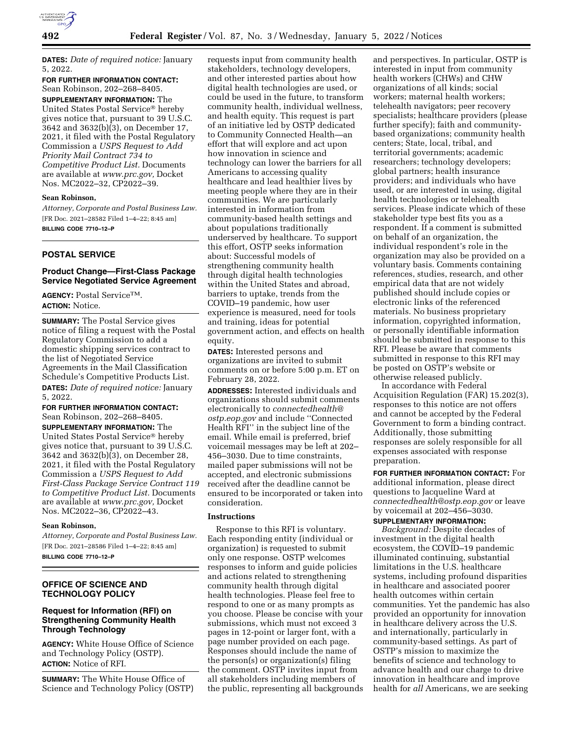**DATES:** *Date of required notice:* January 5, 2022.

**FOR FURTHER INFORMATION CONTACT:** Sean Robinson, 202–268–8405.

**SUPPLEMENTARY INFORMATION:** The United States Postal Service® hereby gives notice that, pursuant to 39 U.S.C. 3642 and 3632(b)(3), on December 17, 2021, it filed with the Postal Regulatory Commission a *USPS Request to Add Priority Mail Contract 734 to Competitive Product List.* Documents are available at *www.prc.gov,* Docket Nos. MC2022–32, CP2022–39.

**Sean Robinson,**

*Attorney, Corporate and Postal Business Law.*

[FR Doc. 2021–28582 Filed 1–4–22; 8:45 am]

**BILLING CODE 7710–12–P**

---

## POSTAL SERVICE

### Product Change—First-Class Package Service Negotiated Service Agreement

**AGENCY:** Postal Service™.

**ACTION:** Notice.

**SUMMARY:** The Postal Service gives notice of filing a request with the Postal Regulatory Commission to add a domestic shipping services contract to the list of Negotiated Service Agreements in the Mail Classification Schedule's Competitive Products List.

**DATES:** *Date of required notice:* January 5, 2022.

**FOR FURTHER INFORMATION CONTACT:** Sean Robinson, 202–268–8405.

**SUPPLEMENTARY INFORMATION:** The United States Postal Service® hereby gives notice that, pursuant to 39 U.S.C. 3642 and 3632(b)(3), on December 28, 2021, it filed with the Postal Regulatory Commission a *USPS Request to Add First-Class Package Service Contract 119 to Competitive Product List.* Documents are available at *www.prc.gov,* Docket Nos. MC2022–36, CP2022–43.

**Sean Robinson,**

*Attorney, Corporate and Postal Business Law.*

[FR Doc. 2021–28586 Filed 1–4–22; 8:45 am]

**BILLING CODE 7710–12–P**

---

## OFFICE OF SCIENCE AND TECHNOLOGY POLICY

### Request for Information (RFI) on Strengthening Community Health Through Technology

**AGENCY:** White House Office of Science and Technology Policy (OSTP).

**ACTION:** Notice of RFI.

**SUMMARY:** The White House Office of Science and Technology Policy (OSTP) requests input from community health stakeholders, technology developers, and other interested parties about how digital health technologies are used, or could be used in the future, to transform community health, individual wellness, and health equity. This request is part of an initiative led by OSTP dedicated to Community Connected Health—an effort that will explore and act upon how innovation in science and technology can lower the barriers for all Americans to accessing quality healthcare and lead healthier lives by meeting people where they are in their communities. We are particularly interested in information from community-based health settings and about populations traditionally underserved by healthcare. To support this effort, OSTP seeks information about: Successful models of strengthening community health through digital health technologies within the United States and abroad, barriers to uptake, trends from the COVID–19 pandemic, how user experience is measured, need for tools and training, ideas for potential government action, and effects on health equity.

**DATES:** Interested persons and organizations are invited to submit comments on or before 5:00 p.m. ET on February 28, 2022.

**ADDRESSES:** Interested individuals and organizations should submit comments electronically to *connectedhealth@ostp.eop.gov* and include ''Connected Health RFI'' in the subject line of the email. While email is preferred, brief voicemail messages may be left at 202–456–3030. Due to time constraints, mailed paper submissions will not be accepted, and electronic submissions received after the deadline cannot be ensured to be incorporated or taken into consideration.

#### Instructions

Response to this RFI is voluntary. Each responding entity (individual or organization) is requested to submit only one response. OSTP welcomes responses to inform and guide policies and actions related to strengthening community health through digital health technologies. Please feel free to respond to one or as many prompts as you choose. Please be concise with your submissions, which must not exceed 3 pages in 12-point or larger font, with a page number provided on each page. Responses should include the name of the person(s) or organization(s) filing the comment. OSTP invites input from all stakeholders including members of the public, representing all backgrounds and perspectives. In particular, OSTP is interested in input from community health workers (CHWs) and CHW organizations of all kinds; social workers; maternal health workers; telehealth navigators; peer recovery specialists; healthcare providers (please further specify); faith and community-based organizations; community health centers; State, local, tribal, and territorial governments; academic researchers; technology developers; global partners; health insurance providers; and individuals who have used, or are interested in using, digital health technologies or telehealth services. Please indicate which of these stakeholder type best fits you as a respondent. If a comment is submitted on behalf of an organization, the individual respondent's role in the organization may also be provided on a voluntary basis. Comments containing references, studies, research, and other empirical data that are not widely published should include copies or electronic links of the referenced materials. No business proprietary information, copyrighted information, or personally identifiable information should be submitted in response to this RFI. Please be aware that comments submitted in response to this RFI may be posted on OSTP's website or otherwise released publicly.

In accordance with Federal Acquisition Regulation (FAR) 15.202(3), responses to this notice are not offers and cannot be accepted by the Federal Government to form a binding contract. Additionally, those submitting responses are solely responsible for all expenses associated with response preparation.

**FOR FURTHER INFORMATION CONTACT:** For additional information, please direct questions to Jacqueline Ward at *connectedhealth@ostp.eop.gov* or leave by voicemail at 202–456–3030.

**SUPPLEMENTARY INFORMATION:**

*Background:* Despite decades of investment in the digital health ecosystem, the COVID–19 pandemic illuminated continuing, substantial limitations in the U.S. healthcare systems, including profound disparities in healthcare and associated poorer health outcomes within certain communities. Yet the pandemic has also provided an opportunity for innovation in healthcare delivery across the U.S. and internationally, particularly in community-based settings. As part of OSTP's mission to maximize the benefits of science and technology to advance health and our charge to drive innovation in healthcare and improve health for *all* Americans, we are seeking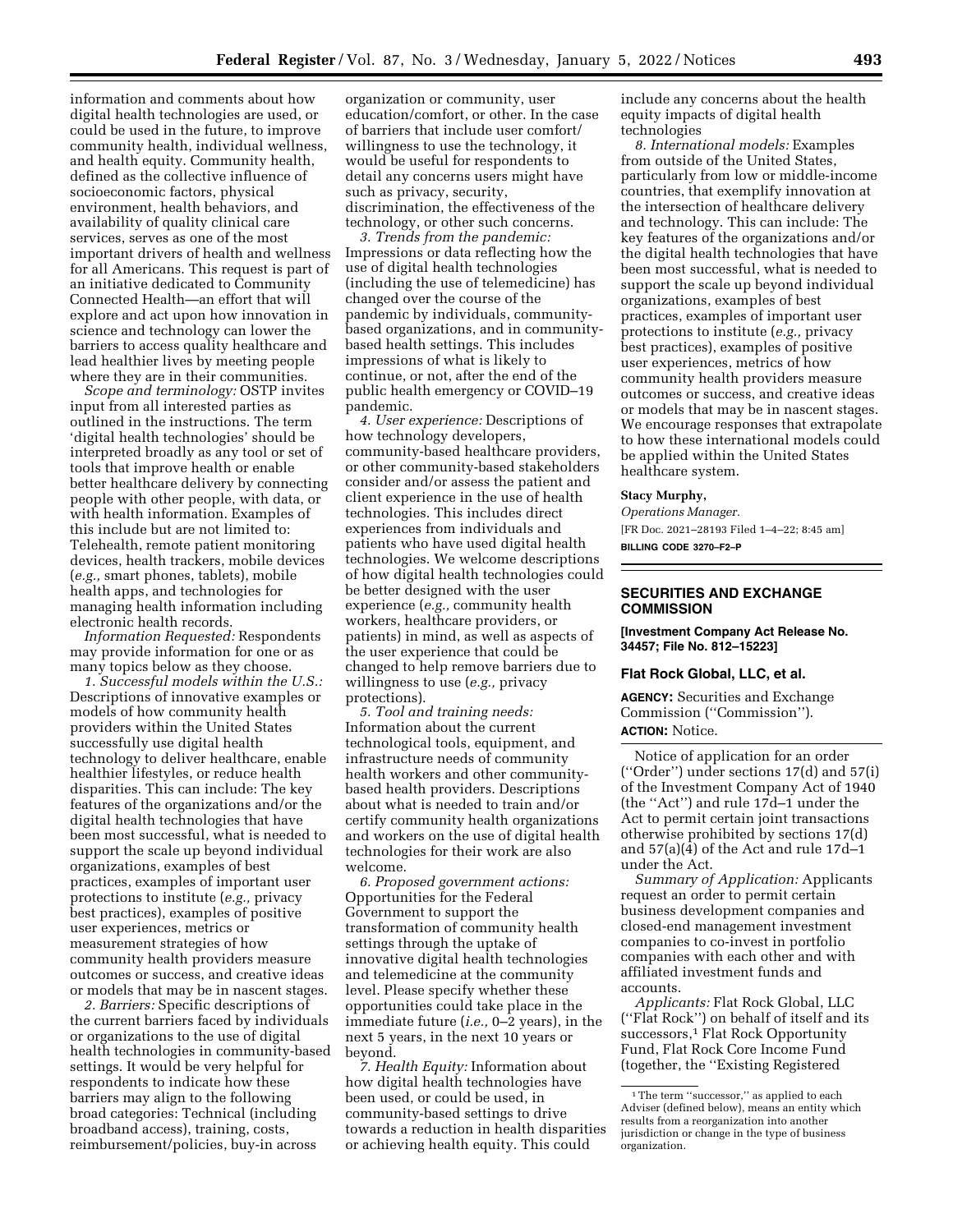information and comments about how digital health technologies are used, or could be used in the future, to improve community health, individual wellness, and health equity. Community health, defined as the collective influence of socioeconomic factors, physical environment, health behaviors, and availability of quality clinical care services, serves as one of the most important drivers of health and wellness for all Americans. This request is part of an initiative dedicated to Community Connected Health—an effort that will explore and act upon how innovation in science and technology can lower the barriers to access quality healthcare and lead healthier lives by meeting people where they are in their communities.

*Scope and terminology:* OSTP invites input from all interested parties as outlined in the instructions. The term 'digital health technologies' should be interpreted broadly as any tool or set of tools that improve health or enable better healthcare delivery by connecting people with other people, with data, or with health information. Examples of this include but are not limited to: Telehealth, remote patient monitoring devices, health trackers, mobile devices (*e.g.,* smart phones, tablets), mobile health apps, and technologies for managing health information including electronic health records.

*Information Requested:* Respondents may provide information for one or as many topics below as they choose.

*1. Successful models within the U.S.:* Descriptions of innovative examples or models of how community health providers within the United States successfully use digital health technology to deliver healthcare, enable healthier lifestyles, or reduce health disparities. This can include: The key features of the organizations and/or the digital health technologies that have been most successful, what is needed to support the scale up beyond individual organizations, examples of best practices, examples of important user protections to institute (*e.g.,* privacy best practices), examples of positive user experiences, metrics or measurement strategies of how community health providers measure outcomes or success, and creative ideas or models that may be in nascent stages.

*2. Barriers:* Specific descriptions of the current barriers faced by individuals or organizations to the use of digital health technologies in community-based settings. It would be very helpful for respondents to indicate how these barriers may align to the following broad categories: Technical (including broadband access), training, costs, reimbursement/policies, buy-in across organization or community, user education/comfort, or other. In the case of barriers that include user comfort/ willingness to use the technology, it would be useful for respondents to detail any concerns users might have such as privacy, security, discrimination, the effectiveness of the technology, or other such concerns.

*3. Trends from the pandemic:* Impressions or data reflecting how the use of digital health technologies (including the use of telemedicine) has changed over the course of the pandemic by individuals, community-based organizations, and in community-based health settings. This includes impressions of what is likely to continue, or not, after the end of the public health emergency or COVID–19 pandemic.

*4. User experience:* Descriptions of how technology developers, community-based healthcare providers, or other community-based stakeholders consider and/or assess the patient and client experience in the use of health technologies. This includes direct experiences from individuals and patients who have used digital health technologies. We welcome descriptions of how digital health technologies could be better designed with the user experience (*e.g.,* community health workers, healthcare providers, or patients) in mind, as well as aspects of the user experience that could be changed to help remove barriers due to willingness to use (*e.g.,* privacy protections).

*5. Tool and training needs:* Information about the current technological tools, equipment, and infrastructure needs of community health workers and other community-based health providers. Descriptions about what is needed to train and/or certify community health organizations and workers on the use of digital health technologies for their work are also welcome.

*6. Proposed government actions:* Opportunities for the Federal Government to support the transformation of community health settings through the uptake of innovative digital health technologies and telemedicine at the community level. Please specify whether these opportunities could take place in the immediate future (*i.e.,* 0–2 years), in the next 5 years, in the next 10 years or beyond.

*7. Health Equity:* Information about how digital health technologies have been used, or could be used, in community-based settings to drive towards a reduction in health disparities or achieving health equity. This could include any concerns about the health equity impacts of digital health technologies

*8. International models:* Examples from outside of the United States, particularly from low or middle-income countries, that exemplify innovation at the intersection of healthcare delivery and technology. This can include: The key features of the organizations and/or the digital health technologies that have been most successful, what is needed to support the scale up beyond individual organizations, examples of best practices, examples of important user protections to institute (*e.g.,* privacy best practices), examples of positive user experiences, metrics of how community health providers measure outcomes or success, and creative ideas or models that may be in nascent stages. We encourage responses that extrapolate to how these international models could be applied within the United States healthcare system.

**Stacy Murphy,**

*Operations Manager.*

[FR Doc. 2021–28193 Filed 1–4–22; 8:45 am]

**BILLING CODE 3270–F2–P**

## SECURITIES AND EXCHANGE COMMISSION

**[Investment Company Act Release No. 34457; File No. 812–15223]**

### Flat Rock Global, LLC, et al.

**AGENCY:** Securities and Exchange Commission ("Commission").

**ACTION:** Notice.

Notice of application for an order ("Order") under sections 17(d) and 57(i) of the Investment Company Act of 1940 (the "Act") and rule 17d–1 under the Act to permit certain joint transactions otherwise prohibited by sections 17(d) and 57(a)(4) of the Act and rule 17d–1 under the Act.

*Summary of Application:* Applicants request an order to permit certain business development companies and closed-end management investment companies to co-invest in portfolio companies with each other and with affiliated investment funds and accounts.

*Applicants:* Flat Rock Global, LLC ("Flat Rock") on behalf of itself and its successors,[1] Flat Rock Opportunity Fund, Flat Rock Core Income Fund (together, the "Existing Registered

[1] The term "successor," as applied to each Adviser (defined below), means an entity which results from a reorganization into another jurisdiction or change in the type of business organization.